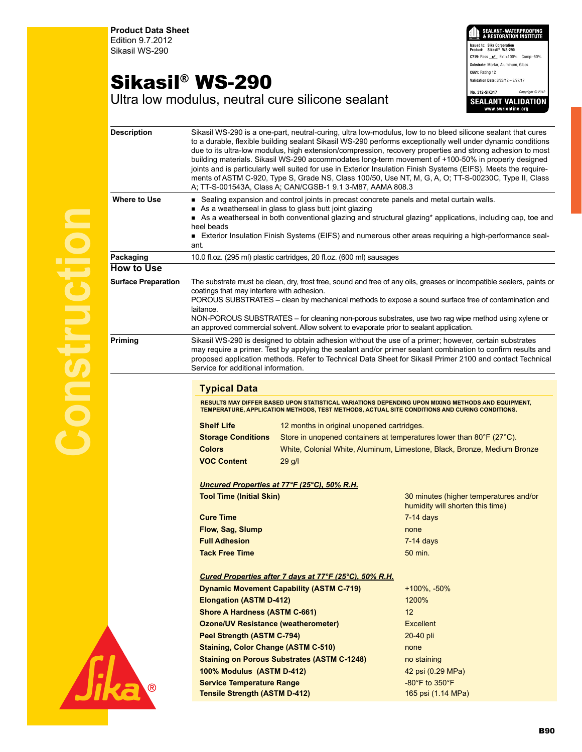**Product Data Sheet**
Edition 9.7.2012
Sikasil WS-290

# Sikasil® WS-290

Ultra low modulus, neutral cure silicone sealant

SEALANT· WATERPROOFING & RESTORATION INSTITUTE
Issued to: Sika Corporation
Product: Sikasil® WS-290
C719: Pass ✔ Ext:+100% Comp:-50%
Substrate: Mortar, Aluminum, Glass
C661: Rating 12
Validation Date: 3/28/12 – 3/27/17
No. 312-SIK317 Copyright © 2012
SEALANT VALIDATION
www.swrionline.org

| | |
|---|---|
| **Description** | Sikasil WS-290 is a one-part, neutral-curing, ultra low-modulus, low to no bleed silicone sealant that cures to a durable, flexible building sealant Sikasil WS-290 performs exceptionally well under dynamic conditions due to its ultra-low modulus, high extension/compression, recovery properties and strong adhesion to most building materials. Sikasil WS-290 accommodates long-term movement of +100-50% in properly designed joints and is particularly well suited for use in Exterior Insulation Finish Systems (EIFS). Meets the requirements of ASTM C-920, Type S, Grade NS, Class 100/50, Use NT, M, G, A, O; TT-S-00230C, Type II, Class A; TT-S-001543A, Class A; CAN/CGSB-1 9.1 3-M87, AAMA 808.3 |
| **Where to Use** | ■ Sealing expansion and control joints in precast concrete panels and metal curtain walls.<br>■ As a weatherseal in glass to glass butt joint glazing<br>■ As a weatherseal in both conventional glazing and structural glazing* applications, including cap, toe and heel beads<br>■ Exterior Insulation Finish Systems (EIFS) and numerous other areas requiring a high-performance sealant. |
| **Packaging** | 10.0 fl.oz. (295 ml) plastic cartridges, 20 fl.oz. (600 ml) sausages |

## How to Use

| | |
|---|---|
| **Surface Preparation** | The substrate must be clean, dry, frost free, sound and free of any oils, greases or incompatible sealers, paints or coatings that may interfere with adhesion.<br>POROUS SUBSTRATES – clean by mechanical methods to expose a sound surface free of contamination and laitance.<br>NON-POROUS SUBSTRATES – for cleaning non-porous substrates, use two rag wipe method using xylene or an approved commercial solvent. Allow solvent to evaporate prior to sealant application. |
| **Priming** | Sikasil WS-290 is designed to obtain adhesion without the use of a primer; however, certain substrates may require a primer. Test by applying the sealant and/or primer sealant combination to confirm results and proposed application methods. Refer to Technical Data Sheet for Sikasil Primer 2100 and contact Technical Service for additional information. |

## Typical Data

**RESULTS MAY DIFFER BASED UPON STATISTICAL VARIATIONS DEPENDING UPON MIXING METHODS AND EQUIPMENT, TEMPERATURE, APPLICATION METHODS, TEST METHODS, ACTUAL SITE CONDITIONS AND CURING CONDITIONS.**

| | |
|---|---|
| **Shelf Life** | 12 months in original unopened cartridges. |
| **Storage Conditions** | Store in unopened containers at temperatures lower than 80°F (27°C). |
| **Colors** | White, Colonial White, Aluminum, Limestone, Black, Bronze, Medium Bronze |
| **VOC Content** | 29 g/l |

***Uncured Properties at 77°F (25°C), 50% R.H.***

| | |
|---|---|
| **Tool Time (Initial Skin)** | 30 minutes (higher temperatures and/or humidity will shorten this time) |
| **Cure Time** | 7-14 days |
| **Flow, Sag, Slump** | none |
| **Full Adhesion** | 7-14 days |
| **Tack Free Time** | 50 min. |

***Cured Properties after 7 days at 77°F (25°C), 50% R.H.***

| | |
|---|---|
| **Dynamic Movement Capability (ASTM C-719)** | +100%, -50% |
| **Elongation (ASTM D-412)** | 1200% |
| **Shore A Hardness (ASTM C-661)** | 12 |
| **Ozone/UV Resistance (weatherometer)** | Excellent |
| **Peel Strength (ASTM C-794)** | 20-40 pli |
| **Staining, Color Change (ASTM C-510)** | none |
| **Staining on Porous Substrates (ASTM C-1248)** | no staining |
| **100% Modulus (ASTM D-412)** | 42 psi (0.29 MPa) |
| **Service Temperature Range** | -80°F to 350°F |
| **Tensile Strength (ASTM D-412)** | 165 psi (1.14 MPa) |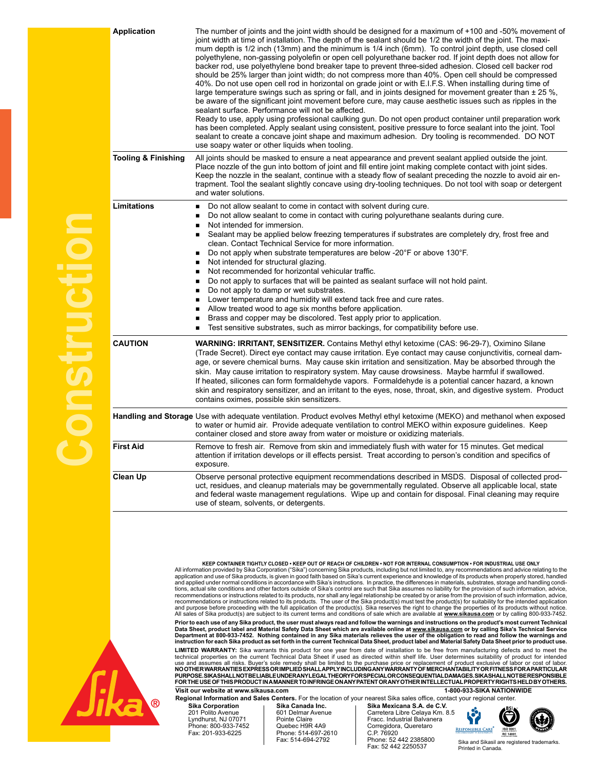| | |
|---|---|
| **Application** | The number of joints and the joint width should be designed for a maximum of +100 and -50% movement of joint width at time of installation. The depth of the sealant should be 1/2 the width of the joint. The maximum depth is 1/2 inch (13mm) and the minimum is 1/4 inch (6mm). To control joint depth, use closed cell polyethylene, non-gassing polyolefin or open cell polyurethane backer rod. If joint depth does not allow for backer rod, use polyethylene bond breaker tape to prevent three-sided adhesion. Closed cell backer rod should be 25% larger than joint width; do not compress more than 40%. Open cell should be compressed 40%. Do not use open cell rod in horizontal on grade joint or with E.I.F.S. When installing during time of large temperature swings such as spring or fall, and in joints designed for movement greater than ± 25 %, be aware of the significant joint movement before cure, may cause aesthetic issues such as ripples in the sealant surface. Performance will not be affected. Ready to use, apply using professional caulking gun. Do not open product container until preparation work has been completed. Apply sealant using consistent, positive pressure to force sealant into the joint. Tool sealant to create a concave joint shape and maximum adhesion. Dry tooling is recommended. DO NOT use soapy water or other liquids when tooling. |
| **Tooling & Finishing** | All joints should be masked to ensure a neat appearance and prevent sealant applied outside the joint. Place nozzle of the gun into bottom of joint and fill entire joint making complete contact with joint sides. Keep the nozzle in the sealant, continue with a steady flow of sealant preceding the nozzle to avoid air entrapment. Tool the sealant slightly concave using dry-tooling techniques. Do not tool with soap or detergent and water solutions. |
| **Limitations** | ■ Do not allow sealant to come in contact with solvent during cure.<br>■ Do not allow sealant to come in contact with curing polyurethane sealants during cure.<br>■ Not intended for immersion.<br>■ Sealant may be applied below freezing temperatures if substrates are completely dry, frost free and clean. Contact Technical Service for more information.<br>■ Do not apply when substrate temperatures are below -20°F or above 130°F.<br>■ Not intended for structural glazing.<br>■ Not recommended for horizontal vehicular traffic.<br>■ Do not apply to surfaces that will be painted as sealant surface will not hold paint.<br>■ Do not apply to damp or wet substrates.<br>■ Lower temperature and humidity will extend tack free and cure rates.<br>■ Allow treated wood to age six months before application.<br>■ Brass and copper may be discolored. Test apply prior to application.<br>■ Test sensitive substrates, such as mirror backings, for compatibility before use. |
| **CAUTION** | **WARNING: IRRITANT, SENSITIZER.** Contains Methyl ethyl ketoxime (CAS: 96-29-7), Oximino Silane (Trade Secret). Direct eye contact may cause irritation. Eye contact may cause conjunctivitis, corneal damage, or severe chemical burns. May cause skin irritation and sensitization. May be absorbed through the skin. May cause irritation to respiratory system. May cause drowsiness. Maybe harmful if swallowed. If heated, silicones can form formaldehyde vapors. Formaldehyde is a potential cancer hazard, a known skin and respiratory sensitizer, and an irritant to the eyes, nose, throat, skin, and digestive system. Product contains oximes, possible skin sensitizers. |
| **Handling and Storage** | Use with adequate ventilation. Product evolves Methyl ethyl ketoxime (MEKO) and methanol when exposed to water or humid air. Provide adequate ventilation to control MEKO within exposure guidelines. Keep container closed and store away from water or moisture or oxidizing materials. |
| **First Aid** | Remove to fresh air. Remove from skin and immediately flush with water for 15 minutes. Get medical attention if irritation develops or ill effects persist. Treat according to person's condition and specifics of exposure. |
| **Clean Up** | Observe personal protective equipment recommendations described in MSDS. Disposal of collected product, residues, and cleanup materials may be governmentally regulated. Observe all applicable local, state and federal waste management regulations. Wipe up and contain for disposal. Final cleaning may require use of steam, solvents, or detergents. |

**KEEP CONTAINER TIGHTLY CLOSED • KEEP OUT OF REACH OF CHILDREN • NOT FOR INTERNAL CONSUMPTION • FOR INDUSTRIAL USE ONLY**

All information provided by Sika Corporation ("Sika") concerning Sika products, including but not limited to, any recommendations and advice relating to the application and use of Sika products, is given in good faith based on Sika's current experience and knowledge of its products when properly stored, handled and applied under normal conditions in accordance with Sika's instructions. In practice, the differences in materials, substrates, storage and handling conditions, actual site conditions and other factors outside of Sika's control are such that Sika assumes no liability for the provision of such information, advice, recommendations or instructions related to its products, nor shall any legal relationship be created by or arise from the provision of such information, advice, recommendations or instructions related to its products. The user of the Sika product(s) must test the product(s) for suitability for the intended application and purpose before proceeding with the full application of the product(s). Sika reserves the right to change the properties of its products without notice. All sales of Sika product(s) are subject to its current terms and conditions of sale which are available at **www.sikausa.com** or by calling 800-933-7452.

**Prior to each use of any Sika product, the user must always read and follow the warnings and instructions on the product's most current Technical Data Sheet, product label and Material Safety Data Sheet which are available online at www.sikausa.com or by calling Sika's Technical Service Department at 800-933-7452. Nothing contained in any Sika materials relieves the user of the obligation to read and follow the warnings and instruction for each Sika product as set forth in the current Technical Data Sheet, product label and Material Safety Data Sheet prior to product use.**

**LIMITED WARRANTY:** Sika warrants this product for one year from date of installation to be free from manufacturing defects and to meet the technical properties on the current Technical Data Sheet if used as directed within shelf life. User determines suitability of product for intended use and assumes all risks. Buyer's sole remedy shall be limited to the purchase price or replacement of product exclusive of labor or cost of labor. **NO OTHER WARRANTIES EXPRESS OR IMPLIED SHALL APPLY INCLUDING ANY WARRANTY OF MERCHANTABILITY OR FITNESS FOR A PARTICULAR PURPOSE. SIKA SHALL NOT BE LIABLE UNDER ANY LEGAL THEORY FOR SPECIAL OR CONSEQUENTIAL DAMAGES. SIKA SHALL NOT BE RESPONSIBLE FOR THE USE OF THIS PRODUCT IN A MANNER TO INFRINGE ON ANY PATENT OR ANY OTHER INTELLECTUAL PROPERTY RIGHTS HELD BY OTHERS.**

**Visit our website at www.sikausa.com** **1-800-933-SIKA NATIONWIDE**

**Regional Information and Sales Centers.** For the location of your nearest Sika sales office, contact your regional center.

**Sika Corporation**
201 Polito Avenue
Lyndhurst, NJ 07071
Phone: 800-933-7452
Fax: 201-933-6225

**Sika Canada Inc.**
601 Delmar Avenue
Pointe Claire
Quebec H9R 4A9
Phone: 514-697-2610
Fax: 514-694-2792

**Sika Mexicana S.A. de C.V.**
Carretera Libre Celaya Km. 8.5
Fracc. Industrial Balvanera
Corregidora, Queretaro
C.P. 76920
Phone: 52 442 2385800
Fax: 52 442 2250537

Sika and Sikasil are registered trademarks.
Printed in Canada.